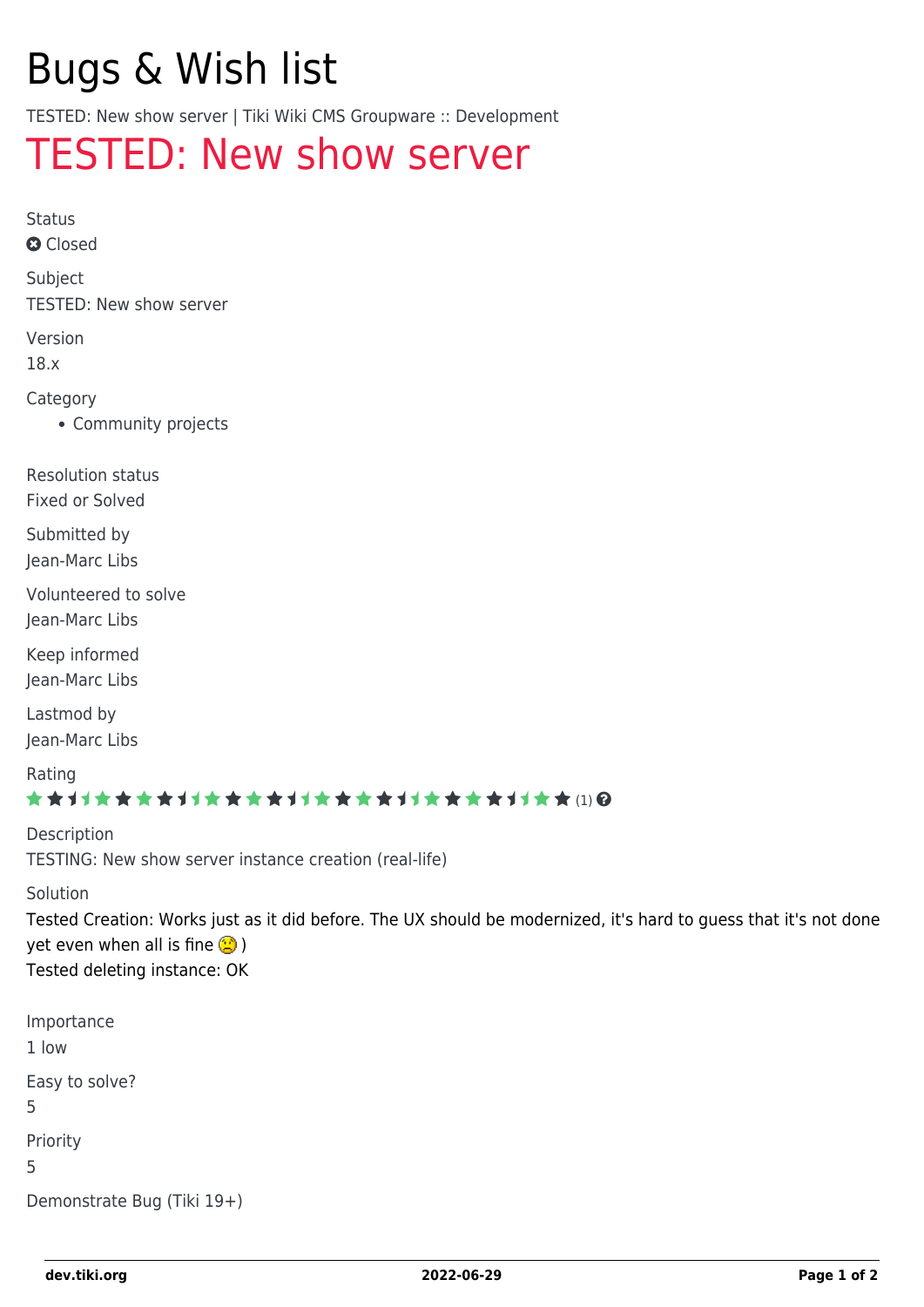# Bugs & Wish list

TESTED: New show server | Tiki Wiki CMS Groupware :: Development

## TESTED: New show server

Status

Closed

Subject

TESTED: New show server

Version

18.x

Category

- Community projects

Resolution status

Fixed or Solved

Submitted by

Jean-Marc Libs

Volunteered to solve

Jean-Marc Libs

Keep informed

Jean-Marc Libs

Lastmod by

Jean-Marc Libs

Rating

(1)

Description

TESTING: New show server instance creation (real-life)

Solution

Tested Creation: Works just as it did before. The UX should be modernized, it's hard to guess that it's not done yet even when all is fine )

Tested deleting instance: OK

Importance

1 low

Easy to solve?

5

Priority

5

Demonstrate Bug (Tiki 19+)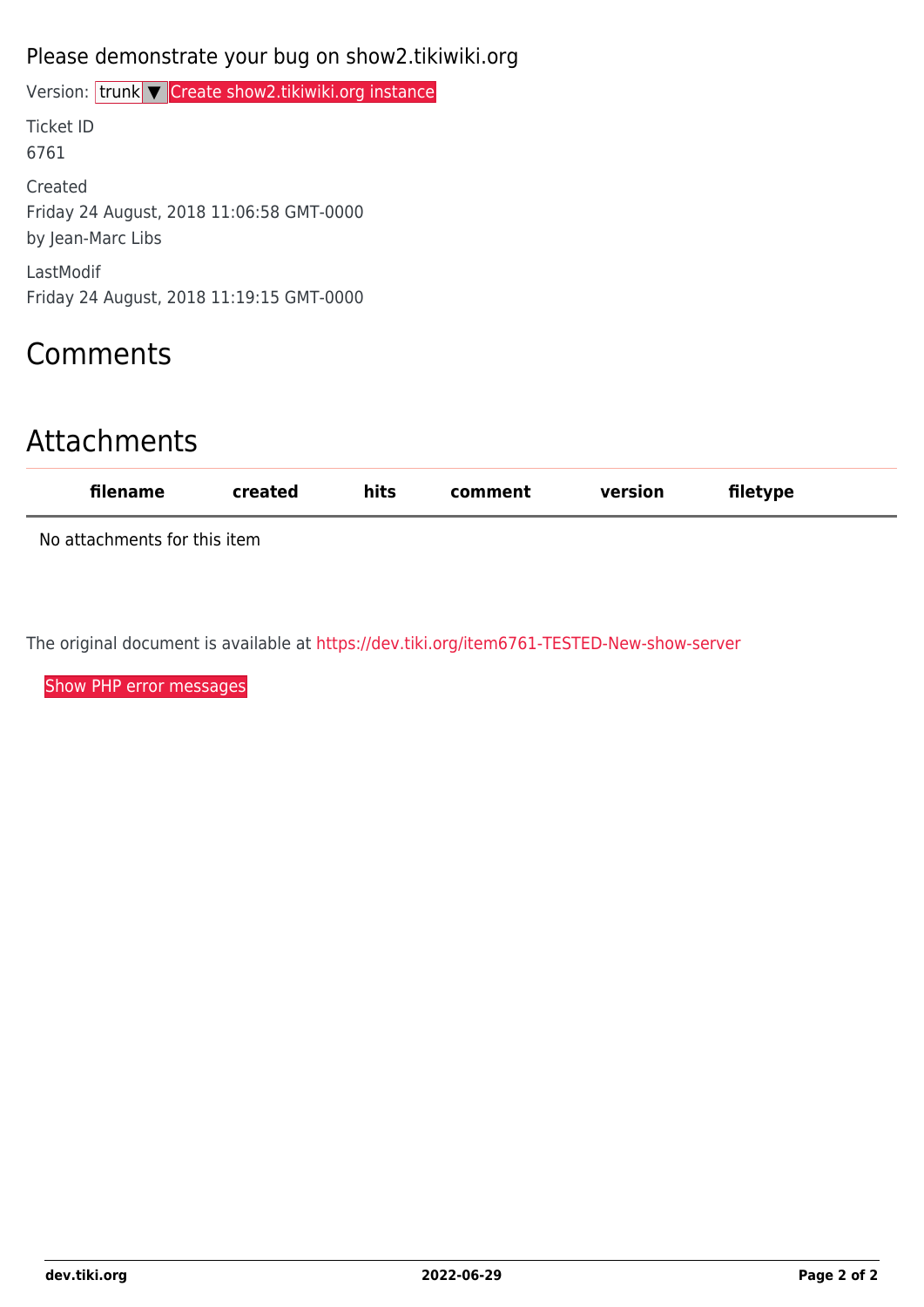Please demonstrate your bug on show2.tikiwiki.org

Version: trunk ▼ Create show2.tikiwiki.org instance

Ticket ID
6761

Created
Friday 24 August, 2018 11:06:58 GMT-0000
by Jean-Marc Libs

LastModif
Friday 24 August, 2018 11:19:15 GMT-0000

## Comments

## Attachments

| filename | created | hits | comment | version | filetype |
|---|---|---|---|---|---|
| No attachments for this item | | | | | |

The original document is available at https://dev.tiki.org/item6761-TESTED-New-show-server

Show PHP error messages